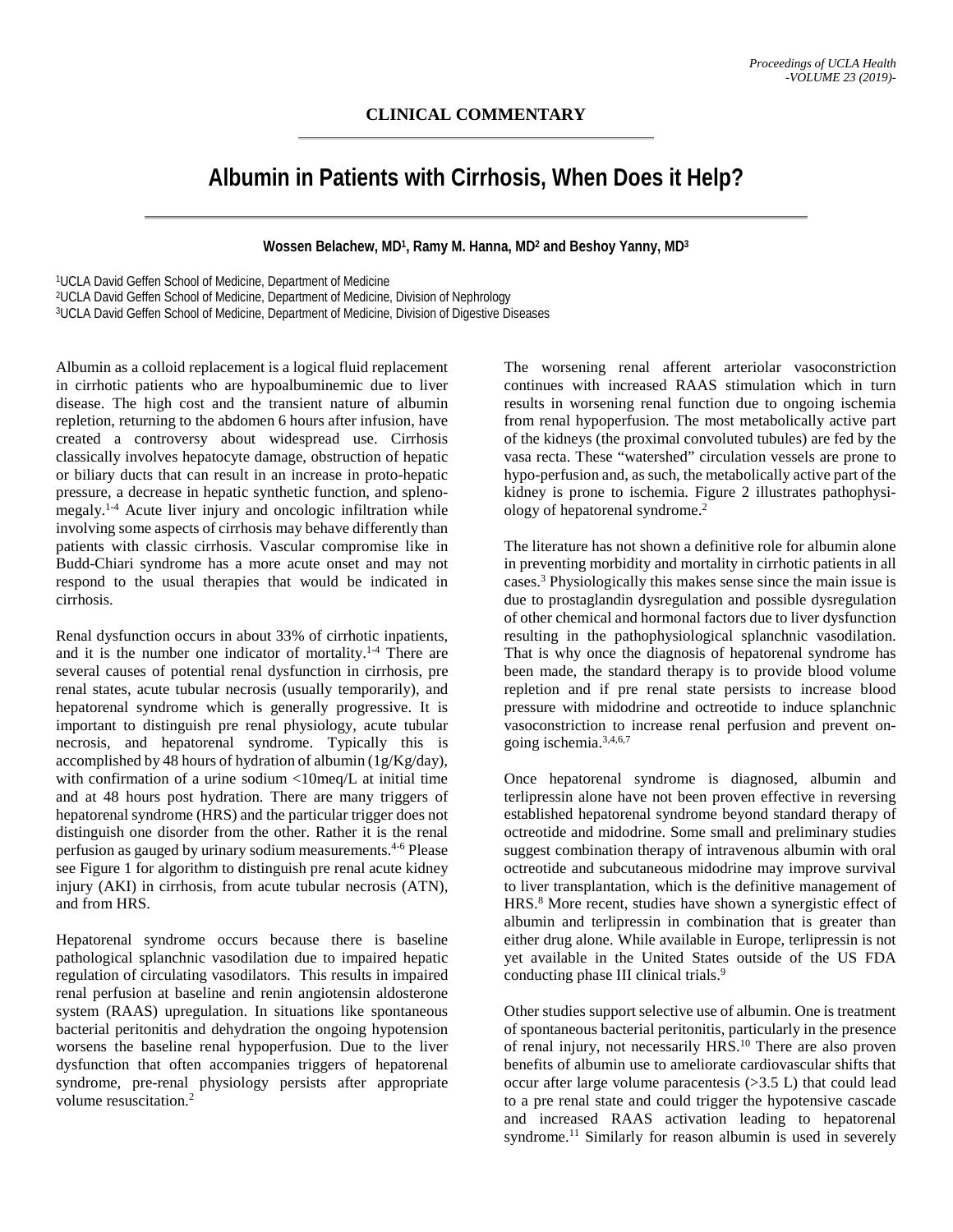CLINICAL COMMENTARY

# Albumin in Patients with Cirrhosis, When Does it Help?

**Wossen Belachew, MD[1], Ramy M. Hanna, MD[2] and Beshoy Yanny, MD[3]**

[1]UCLA David Geffen School of Medicine, Department of Medicine
[2]UCLA David Geffen School of Medicine, Department of Medicine, Division of Nephrology
[3]UCLA David Geffen School of Medicine, Department of Medicine, Division of Digestive Diseases

Albumin as a colloid replacement is a logical fluid replacement in cirrhotic patients who are hypoalbuminemic due to liver disease. The high cost and the transient nature of albumin repletion, returning to the abdomen 6 hours after infusion, have created a controversy about widespread use. Cirrhosis classically involves hepatocyte damage, obstruction of hepatic or biliary ducts that can result in an increase in proto-hepatic pressure, a decrease in hepatic synthetic function, and splenomegaly.[1-4] Acute liver injury and oncologic infiltration while involving some aspects of cirrhosis may behave differently than patients with classic cirrhosis. Vascular compromise like in Budd-Chiari syndrome has a more acute onset and may not respond to the usual therapies that would be indicated in cirrhosis.

Renal dysfunction occurs in about 33% of cirrhotic inpatients, and it is the number one indicator of mortality.[1-4] There are several causes of potential renal dysfunction in cirrhosis, pre renal states, acute tubular necrosis (usually temporarily), and hepatorenal syndrome which is generally progressive. It is important to distinguish pre renal physiology, acute tubular necrosis, and hepatorenal syndrome. Typically this is accomplished by 48 hours of hydration of albumin (1g/Kg/day), with confirmation of a urine sodium <10meq/L at initial time and at 48 hours post hydration. There are many triggers of hepatorenal syndrome (HRS) and the particular trigger does not distinguish one disorder from the other. Rather it is the renal perfusion as gauged by urinary sodium measurements.[4-6] Please see Figure 1 for algorithm to distinguish pre renal acute kidney injury (AKI) in cirrhosis, from acute tubular necrosis (ATN), and from HRS.

Hepatorenal syndrome occurs because there is baseline pathological splanchnic vasodilation due to impaired hepatic regulation of circulating vasodilators. This results in impaired renal perfusion at baseline and renin angiotensin aldosterone system (RAAS) upregulation. In situations like spontaneous bacterial peritonitis and dehydration the ongoing hypotension worsens the baseline renal hypoperfusion. Due to the liver dysfunction that often accompanies triggers of hepatorenal syndrome, pre-renal physiology persists after appropriate volume resuscitation.[2]

The worsening renal afferent arteriolar vasoconstriction continues with increased RAAS stimulation which in turn results in worsening renal function due to ongoing ischemia from renal hypoperfusion. The most metabolically active part of the kidneys (the proximal convoluted tubules) are fed by the vasa recta. These "watershed" circulation vessels are prone to hypo-perfusion and, as such, the metabolically active part of the kidney is prone to ischemia. Figure 2 illustrates pathophysiology of hepatorenal syndrome.[2]

The literature has not shown a definitive role for albumin alone in preventing morbidity and mortality in cirrhotic patients in all cases.[3] Physiologically this makes sense since the main issue is due to prostaglandin dysregulation and possible dysregulation of other chemical and hormonal factors due to liver dysfunction resulting in the pathophysiological splanchnic vasodilation. That is why once the diagnosis of hepatorenal syndrome has been made, the standard therapy is to provide blood volume repletion and if pre renal state persists to increase blood pressure with midodrine and octreotide to induce splanchnic vasoconstriction to increase renal perfusion and prevent ongoing ischemia.[3,4,6,7]

Once hepatorenal syndrome is diagnosed, albumin and terlipressin alone have not been proven effective in reversing established hepatorenal syndrome beyond standard therapy of octreotide and midodrine. Some small and preliminary studies suggest combination therapy of intravenous albumin with oral octreotide and subcutaneous midodrine may improve survival to liver transplantation, which is the definitive management of HRS.[8] More recent, studies have shown a synergistic effect of albumin and terlipressin in combination that is greater than either drug alone. While available in Europe, terlipressin is not yet available in the United States outside of the US FDA conducting phase III clinical trials.[9]

Other studies support selective use of albumin. One is treatment of spontaneous bacterial peritonitis, particularly in the presence of renal injury, not necessarily HRS.[10] There are also proven benefits of albumin use to ameliorate cardiovascular shifts that occur after large volume paracentesis (>3.5 L) that could lead to a pre renal state and could trigger the hypotensive cascade and increased RAAS activation leading to hepatorenal syndrome.[11] Similarly for reason albumin is used in severely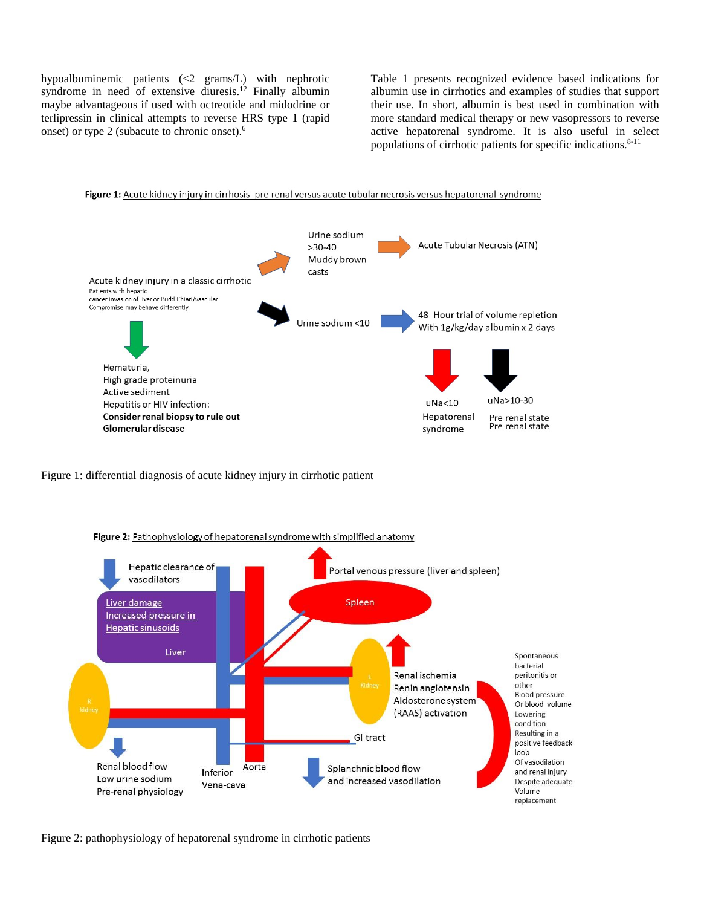hypoalbuminemic patients (<2 grams/L) with nephrotic syndrome in need of extensive diuresis.[12] Finally albumin maybe advantageous if used with octreotide and midodrine or terlipressin in clinical attempts to reverse HRS type 1 (rapid onset) or type 2 (subacute to chronic onset).[6]

Table 1 presents recognized evidence based indications for albumin use in cirrhotics and examples of studies that support their use. In short, albumin is best used in combination with more standard medical therapy or new vasopressors to reverse active hepatorenal syndrome. It is also useful in select populations of cirrhotic patients for specific indications.[8-11]

**Figure 1:** Acute kidney injury in cirrhosis- pre renal versus acute tubular necrosis versus hepatorenal syndrome

Acute kidney injury in a classic cirrhotic
Patients with hepatic cancer invasion of liver or Budd Chiari/vascular Compromise may behave differently.

→ Urine sodium >30-40, Muddy brown casts → Acute Tubular Necrosis (ATN)

→ Urine sodium <10 → 48 Hour trial of volume repletion With 1g/kg/day albumin x 2 days
- uNa<10: Hepatorenal syndrome
- uNa>10-30: Pre renal state

↓ Hematuria, High grade proteinuria, Active sediment, Hepatitis or HIV infection: **Consider renal biopsy to rule out Glomerular disease**

Figure 1: differential diagnosis of acute kidney injury in cirrhotic patient

**Figure 2:** Pathophysiology of hepatorenal syndrome with simplified anatomy

Hepatic clearance of vasodilators (decreased); Liver: Liver damage, Increased pressure in Hepatic sinusoids; Portal venous pressure (liver and spleen) (increased); Spleen; Inferior Vena-cava; Aorta; R kidney; L Kidney; GI tract; Renal ischemia, Renin angiotensin Aldosterone system (RAAS) activation (increased); Renal blood flow, Low urine sodium, Pre-renal physiology; Splanchnic blood flow and increased vasodilation; Spontaneous bacterial peritonitis or other Blood pressure Or blood volume Lowering condition Resulting in a positive feedback loop Of vasodilation and renal injury Despite adequate Volume replacement

Figure 2: pathophysiology of hepatorenal syndrome in cirrhotic patients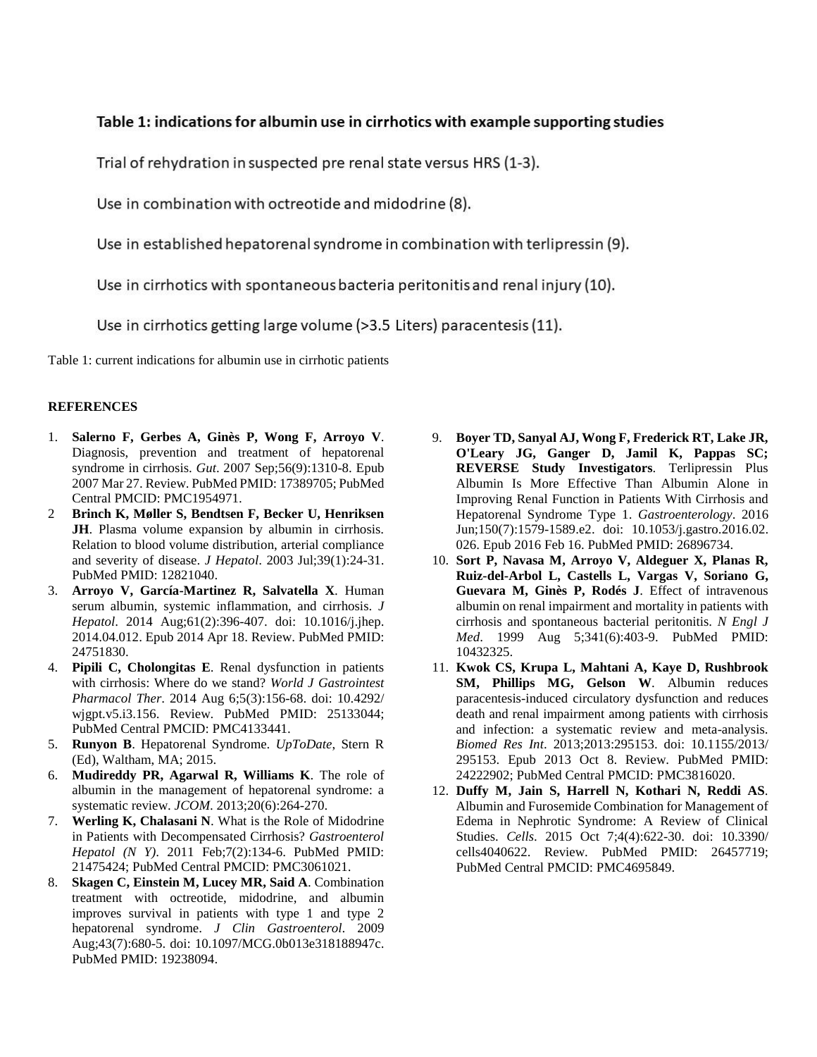**Table 1: indications for albumin use in cirrhotics with example supporting studies**

Trial of rehydration in suspected pre renal state versus HRS (1-3).

Use in combination with octreotide and midodrine (8).

Use in established hepatorenal syndrome in combination with terlipressin (9).

Use in cirrhotics with spontaneous bacteria peritonitis and renal injury (10).

Use in cirrhotics getting large volume (>3.5 Liters) paracentesis (11).

Table 1: current indications for albumin use in cirrhotic patients

## REFERENCES

1. **Salerno F, Gerbes A, Ginès P, Wong F, Arroyo V**. Diagnosis, prevention and treatment of hepatorenal syndrome in cirrhosis. *Gut*. 2007 Sep;56(9):1310-8. Epub 2007 Mar 27. Review. PubMed PMID: 17389705; PubMed Central PMCID: PMC1954971.
2. **Brinch K, Møller S, Bendtsen F, Becker U, Henriksen JH**. Plasma volume expansion by albumin in cirrhosis. Relation to blood volume distribution, arterial compliance and severity of disease. *J Hepatol*. 2003 Jul;39(1):24-31. PubMed PMID: 12821040.
3. **Arroyo V, García-Martinez R, Salvatella X**. Human serum albumin, systemic inflammation, and cirrhosis. *J Hepatol*. 2014 Aug;61(2):396-407. doi: 10.1016/j.jhep.2014.04.012. Epub 2014 Apr 18. Review. PubMed PMID: 24751830.
4. **Pipili C, Cholongitas E**. Renal dysfunction in patients with cirrhosis: Where do we stand? *World J Gastrointest Pharmacol Ther*. 2014 Aug 6;5(3):156-68. doi: 10.4292/wjgpt.v5.i3.156. Review. PubMed PMID: 25133044; PubMed Central PMCID: PMC4133441.
5. **Runyon B**. Hepatorenal Syndrome. *UpToDate*, Stern R (Ed), Waltham, MA; 2015.
6. **Mudireddy PR, Agarwal R, Williams K**. The role of albumin in the management of hepatorenal syndrome: a systematic review. *JCOM*. 2013;20(6):264-270.
7. **Werling K, Chalasani N**. What is the Role of Midodrine in Patients with Decompensated Cirrhosis? *Gastroenterol Hepatol (N Y)*. 2011 Feb;7(2):134-6. PubMed PMID: 21475424; PubMed Central PMCID: PMC3061021.
8. **Skagen C, Einstein M, Lucey MR, Said A**. Combination treatment with octreotide, midodrine, and albumin improves survival in patients with type 1 and type 2 hepatorenal syndrome. *J Clin Gastroenterol*. 2009 Aug;43(7):680-5. doi: 10.1097/MCG.0b013e318188947c. PubMed PMID: 19238094.
9. **Boyer TD, Sanyal AJ, Wong F, Frederick RT, Lake JR, O'Leary JG, Ganger D, Jamil K, Pappas SC; REVERSE Study Investigators**. Terlipressin Plus Albumin Is More Effective Than Albumin Alone in Improving Renal Function in Patients With Cirrhosis and Hepatorenal Syndrome Type 1. *Gastroenterology*. 2016 Jun;150(7):1579-1589.e2. doi: 10.1053/j.gastro.2016.02.026. Epub 2016 Feb 16. PubMed PMID: 26896734.
10. **Sort P, Navasa M, Arroyo V, Aldeguer X, Planas R, Ruiz-del-Arbol L, Castells L, Vargas V, Soriano G, Guevara M, Ginès P, Rodés J**. Effect of intravenous albumin on renal impairment and mortality in patients with cirrhosis and spontaneous bacterial peritonitis. *N Engl J Med*. 1999 Aug 5;341(6):403-9. PubMed PMID: 10432325.
11. **Kwok CS, Krupa L, Mahtani A, Kaye D, Rushbrook SM, Phillips MG, Gelson W**. Albumin reduces paracentesis-induced circulatory dysfunction and reduces death and renal impairment among patients with cirrhosis and infection: a systematic review and meta-analysis. *Biomed Res Int*. 2013;2013:295153. doi: 10.1155/2013/295153. Epub 2013 Oct 8. Review. PubMed PMID: 24222902; PubMed Central PMCID: PMC3816020.
12. **Duffy M, Jain S, Harrell N, Kothari N, Reddi AS**. Albumin and Furosemide Combination for Management of Edema in Nephrotic Syndrome: A Review of Clinical Studies. *Cells*. 2015 Oct 7;4(4):622-30. doi: 10.3390/cells4040622. Review. PubMed PMID: 26457719; PubMed Central PMCID: PMC4695849.